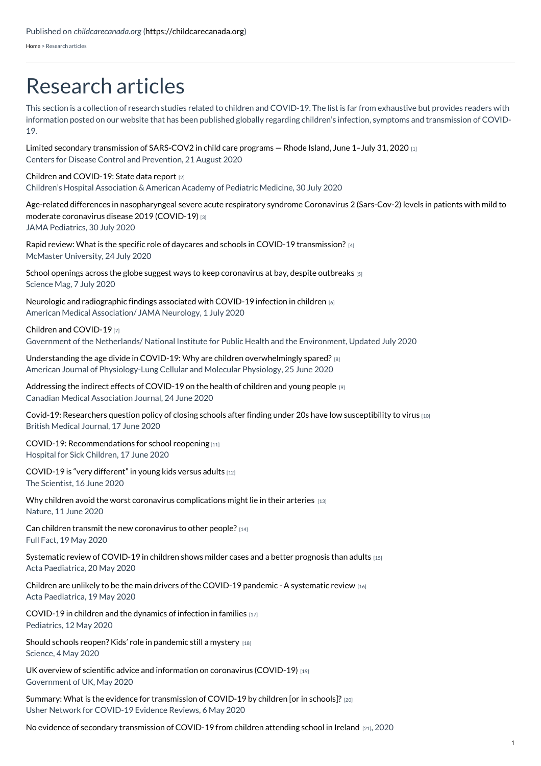Published on *childcarecanada.org* (https://childcarecanada.org)

Home > Research articles

# Research articles

This section is a collection of research studies related to children and COVID-19. The list is far from exhaustive but provides readers with information posted on our website that has been published globally regarding children's infection, symptoms and transmission of COVID-19.

Limited secondary transmission of SARS-COV2 in child care programs — Rhode Island, June 1–July 31, 2020 [1]
Centers for Disease Control and Prevention, 21 August 2020

Children and COVID-19: State data report [2]
Children's Hospital Association & American Academy of Pediatric Medicine, 30 July 2020

Age-related differences in nasopharyngeal severe acute respiratory syndrome Coronavirus 2 (Sars-Cov-2) levels in patients with mild to moderate coronavirus disease 2019 (COVID-19) [3]
JAMA Pediatrics, 30 July 2020

Rapid review: What is the specific role of daycares and schools in COVID-19 transmission? [4]
McMaster University, 24 July 2020

School openings across the globe suggest ways to keep coronavirus at bay, despite outbreaks [5]
Science Mag, 7 July 2020

Neurologic and radiographic findings associated with COVID-19 infection in children [6]
American Medical Association/ JAMA Neurology, 1 July 2020

Children and COVID-19 [7]
Government of the Netherlands/ National Institute for Public Health and the Environment, Updated July 2020

Understanding the age divide in COVID-19: Why are children overwhelmingly spared? [8]
American Journal of Physiology-Lung Cellular and Molecular Physiology, 25 June 2020

Addressing the indirect effects of COVID-19 on the health of children and young people [9]
Canadian Medical Association Journal, 24 June 2020

Covid-19: Researchers question policy of closing schools after finding under 20s have low susceptibility to virus [10]
British Medical Journal, 17 June 2020

COVID-19: Recommendations for school reopening [11]
Hospital for Sick Children, 17 June 2020

COVID-19 is "very different" in young kids versus adults [12]
The Scientist, 16 June 2020

Why children avoid the worst coronavirus complications might lie in their arteries [13]
Nature, 11 June 2020

Can children transmit the new coronavirus to other people? [14]
Full Fact, 19 May 2020

Systematic review of COVID-19 in children shows milder cases and a better prognosis than adults [15]
Acta Paediatrica, 20 May 2020

Children are unlikely to be the main drivers of the COVID-19 pandemic - A systematic review [16]
Acta Paediatrica, 19 May 2020

COVID-19 in children and the dynamics of infection in families [17]
Pediatrics, 12 May 2020

Should schools reopen? Kids' role in pandemic still a mystery [18]
Science, 4 May 2020

UK overview of scientific advice and information on coronavirus (COVID-19) [19]
Government of UK, May 2020

Summary: What is the evidence for transmission of COVID-19 by children [or in schools]? [20]
Usher Network for COVID-19 Evidence Reviews, 6 May 2020

No evidence of secondary transmission of COVID-19 from children attending school in Ireland [21], 2020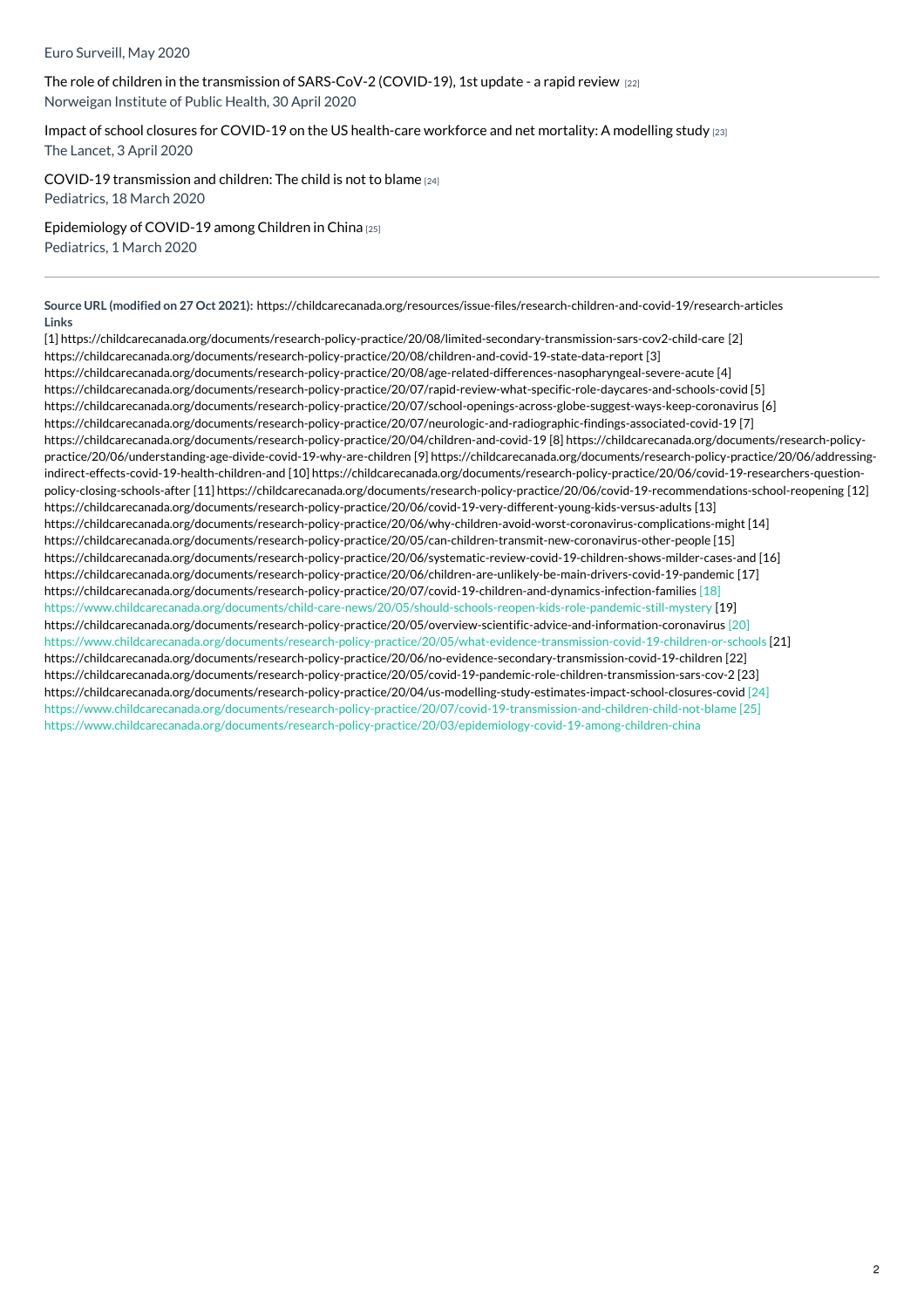Euro Surveill, May 2020

The role of children in the transmission of SARS-CoV-2 (COVID-19), 1st update - a rapid review [22]
Norweigan Institute of Public Health, 30 April 2020

Impact of school closures for COVID-19 on the US health-care workforce and net mortality: A modelling study [23]
The Lancet, 3 April 2020

COVID-19 transmission and children: The child is not to blame [24]
Pediatrics, 18 March 2020

Epidemiology of COVID-19 among Children in China [25]
Pediatrics, 1 March 2020

---

**Source URL (modified on 27 Oct 2021):** https://childcarecanada.org/resources/issue-files/research-children-and-covid-19/research-articles

**Links**

[1] https://childcarecanada.org/documents/research-policy-practice/20/08/limited-secondary-transmission-sars-cov2-child-care [2] https://childcarecanada.org/documents/research-policy-practice/20/08/children-and-covid-19-state-data-report [3] https://childcarecanada.org/documents/research-policy-practice/20/08/age-related-differences-nasopharyngeal-severe-acute [4] https://childcarecanada.org/documents/research-policy-practice/20/07/rapid-review-what-specific-role-daycares-and-schools-covid [5] https://childcarecanada.org/documents/research-policy-practice/20/07/school-openings-across-globe-suggest-ways-keep-coronavirus [6] https://childcarecanada.org/documents/research-policy-practice/20/07/neurologic-and-radiographic-findings-associated-covid-19 [7] https://childcarecanada.org/documents/research-policy-practice/20/04/children-and-covid-19 [8] https://childcarecanada.org/documents/research-policy-practice/20/06/understanding-age-divide-covid-19-why-are-children [9] https://childcarecanada.org/documents/research-policy-practice/20/06/addressing-indirect-effects-covid-19-health-children-and [10] https://childcarecanada.org/documents/research-policy-practice/20/06/covid-19-researchers-question-policy-closing-schools-after [11] https://childcarecanada.org/documents/research-policy-practice/20/06/covid-19-recommendations-school-reopening [12] https://childcarecanada.org/documents/research-policy-practice/20/06/covid-19-very-different-young-kids-versus-adults [13] https://childcarecanada.org/documents/research-policy-practice/20/06/why-children-avoid-worst-coronavirus-complications-might [14] https://childcarecanada.org/documents/research-policy-practice/20/05/can-children-transmit-new-coronavirus-other-people [15] https://childcarecanada.org/documents/research-policy-practice/20/06/systematic-review-covid-19-children-shows-milder-cases-and [16] https://childcarecanada.org/documents/research-policy-practice/20/06/children-are-unlikely-be-main-drivers-covid-19-pandemic [17] https://childcarecanada.org/documents/research-policy-practice/20/07/covid-19-children-and-dynamics-infection-families [18] https://www.childcarecanada.org/documents/child-care-news/20/05/should-schools-reopen-kids-role-pandemic-still-mystery [19] https://childcarecanada.org/documents/research-policy-practice/20/05/overview-scientific-advice-and-information-coronavirus [20] https://www.childcarecanada.org/documents/research-policy-practice/20/05/what-evidence-transmission-covid-19-children-or-schools [21] https://childcarecanada.org/documents/research-policy-practice/20/06/no-evidence-secondary-transmission-covid-19-children [22] https://childcarecanada.org/documents/research-policy-practice/20/05/covid-19-pandemic-role-children-transmission-sars-cov-2 [23] https://childcarecanada.org/documents/research-policy-practice/20/04/us-modelling-study-estimates-impact-school-closures-covid [24] https://www.childcarecanada.org/documents/research-policy-practice/20/07/covid-19-transmission-and-children-child-not-blame [25] https://www.childcarecanada.org/documents/research-policy-practice/20/03/epidemiology-covid-19-among-children-china